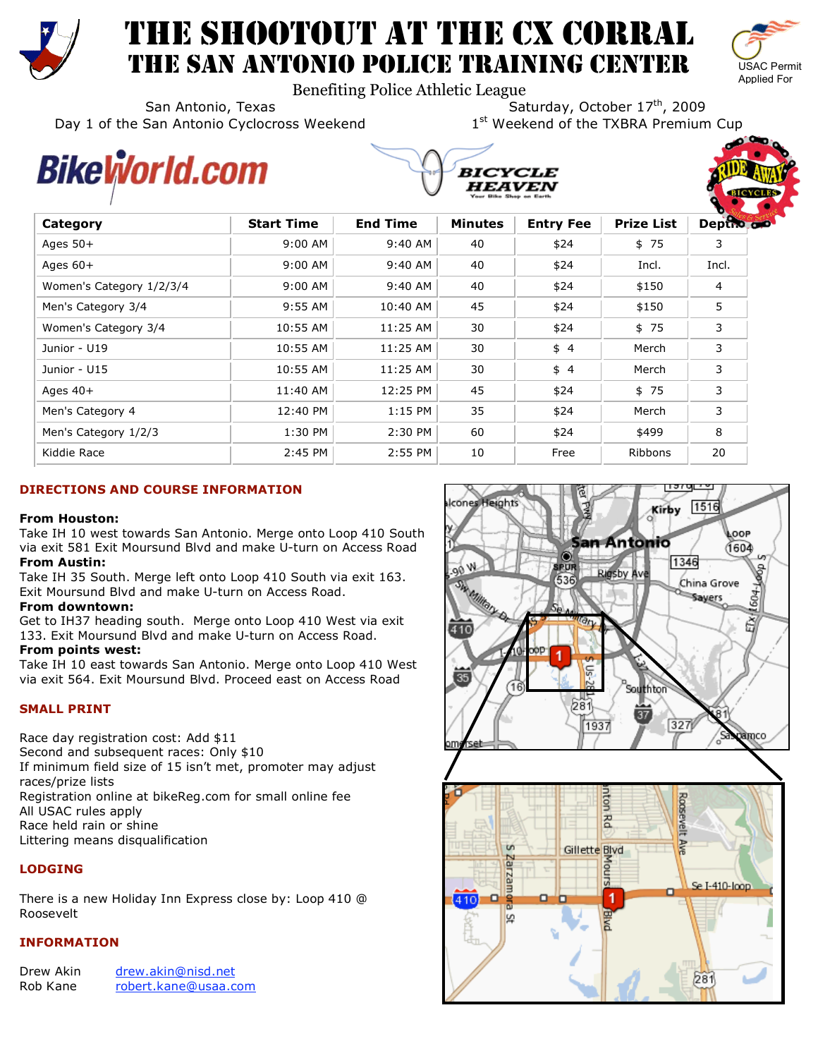# THE SHOOTOUT AT THE CX CORRAL
## THE SAN ANTONIO POLICE TRAINING CENTER

USAC Permit Applied For

Benefiting Police Athletic League

San Antonio, Texas
Day 1 of the San Antonio Cyclocross Weekend

Saturday, October 17th, 2009
1st Weekend of the TXBRA Premium Cup

| Category | Start Time | End Time | Minutes | Entry Fee | Prize List | Depth |
|---|---|---|---|---|---|---|
| Ages 50+ | 9:00 AM | 9:40 AM | 40 | $24 | $ 75 | 3 |
| Ages 60+ | 9:00 AM | 9:40 AM | 40 | $24 | Incl. | Incl. |
| Women's Category 1/2/3/4 | 9:00 AM | 9:40 AM | 40 | $24 | $150 | 4 |
| Men's Category 3/4 | 9:55 AM | 10:40 AM | 45 | $24 | $150 | 5 |
| Women's Category 3/4 | 10:55 AM | 11:25 AM | 30 | $24 | $ 75 | 3 |
| Junior - U19 | 10:55 AM | 11:25 AM | 30 | $ 4 | Merch | 3 |
| Junior - U15 | 10:55 AM | 11:25 AM | 30 | $ 4 | Merch | 3 |
| Ages 40+ | 11:40 AM | 12:25 PM | 45 | $24 | $ 75 | 3 |
| Men's Category 4 | 12:40 PM | 1:15 PM | 35 | $24 | Merch | 3 |
| Men's Category 1/2/3 | 1:30 PM | 2:30 PM | 60 | $24 | $499 | 8 |
| Kiddie Race | 2:45 PM | 2:55 PM | 10 | Free | Ribbons | 20 |

### DIRECTIONS AND COURSE INFORMATION

**From Houston:**
Take IH 10 west towards San Antonio. Merge onto Loop 410 South via exit 581 Exit Moursund Blvd and make U-turn on Access Road

**From Austin:**
Take IH 35 South. Merge left onto Loop 410 South via exit 163. Exit Moursund Blvd and make U-turn on Access Road.

**From downtown:**
Get to IH37 heading south. Merge onto Loop 410 West via exit 133. Exit Moursund Blvd and make U-turn on Access Road.

**From points west:**
Take IH 10 east towards San Antonio. Merge onto Loop 410 West via exit 564. Exit Moursund Blvd. Proceed east on Access Road

### SMALL PRINT

Race day registration cost: Add $11
Second and subsequent races: Only $10
If minimum field size of 15 isn't met, promoter may adjust races/prize lists
Registration online at bikeReg.com for small online fee
All USAC rules apply
Race held rain or shine
Littering means disqualification

### LODGING

There is a new Holiday Inn Express close by: Loop 410 @ Roosevelt

### INFORMATION

Drew Akin drew.akin@nisd.net
Rob Kane robert.kane@usaa.com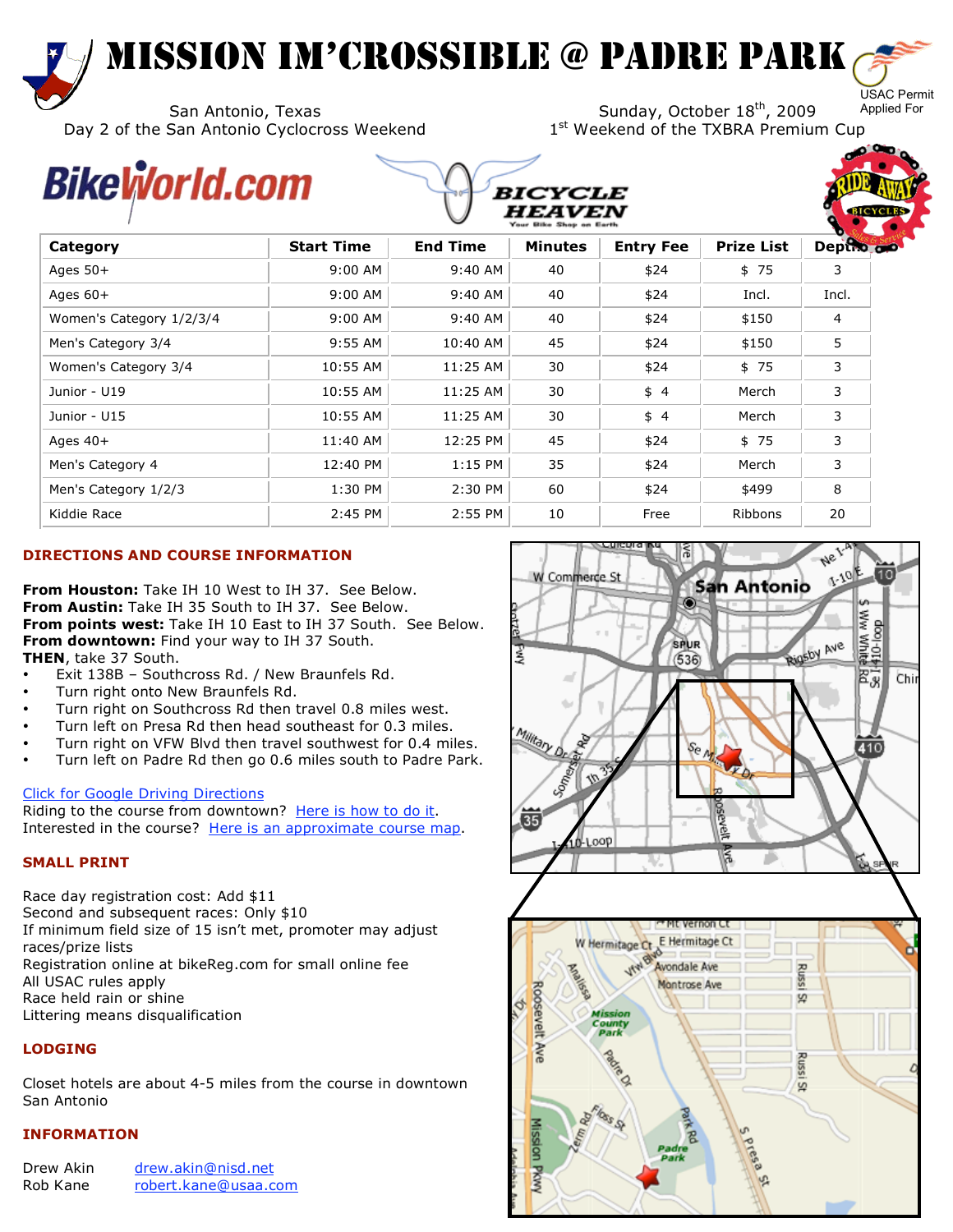# MISSION IM'CROSSIBLE @ PADRE PARK

San Antonio, Texas
Day 2 of the San Antonio Cyclocross Weekend

Sunday, October 18th, 2009
1st Weekend of the TXBRA Premium Cup

USAC Permit Applied For

| Category | Start Time | End Time | Minutes | Entry Fee | Prize List | Depth |
|---|---|---|---|---|---|---|
| Ages 50+ | 9:00 AM | 9:40 AM | 40 | $24 | $ 75 | 3 |
| Ages 60+ | 9:00 AM | 9:40 AM | 40 | $24 | Incl. | Incl. |
| Women's Category 1/2/3/4 | 9:00 AM | 9:40 AM | 40 | $24 | $150 | 4 |
| Men's Category 3/4 | 9:55 AM | 10:40 AM | 45 | $24 | $150 | 5 |
| Women's Category 3/4 | 10:55 AM | 11:25 AM | 30 | $24 | $ 75 | 3 |
| Junior - U19 | 10:55 AM | 11:25 AM | 30 | $ 4 | Merch | 3 |
| Junior - U15 | 10:55 AM | 11:25 AM | 30 | $ 4 | Merch | 3 |
| Ages 40+ | 11:40 AM | 12:25 PM | 45 | $24 | $ 75 | 3 |
| Men's Category 4 | 12:40 PM | 1:15 PM | 35 | $24 | Merch | 3 |
| Men's Category 1/2/3 | 1:30 PM | 2:30 PM | 60 | $24 | $499 | 8 |
| Kiddie Race | 2:45 PM | 2:55 PM | 10 | Free | Ribbons | 20 |

## DIRECTIONS AND COURSE INFORMATION

**From Houston:** Take IH 10 West to IH 37. See Below.
**From Austin:** Take IH 35 South to IH 37. See Below.
**From points west:** Take IH 10 East to IH 37 South. See Below.
**From downtown:** Find your way to IH 37 South.
**THEN**, take 37 South.

- Exit 138B – Southcross Rd. / New Braunfels Rd.
- Turn right onto New Braunfels Rd.
- Turn right on Southcross Rd then travel 0.8 miles west.
- Turn left on Presa Rd then head southeast for 0.3 miles.
- Turn right on VFW Blvd then travel southwest for 0.4 miles.
- Turn left on Padre Rd then go 0.6 miles south to Padre Park.

Click for Google Driving Directions
Riding to the course from downtown? Here is how to do it.
Interested in the course? Here is an approximate course map.

## SMALL PRINT

Race day registration cost: Add $11
Second and subsequent races: Only $10
If minimum field size of 15 isn't met, promoter may adjust races/prize lists
Registration online at bikeReg.com for small online fee
All USAC rules apply
Race held rain or shine
Littering means disqualification

## LODGING

Closet hotels are about 4-5 miles from the course in downtown San Antonio

## INFORMATION

Drew Akin drew.akin@nisd.net
Rob Kane robert.kane@usaa.com